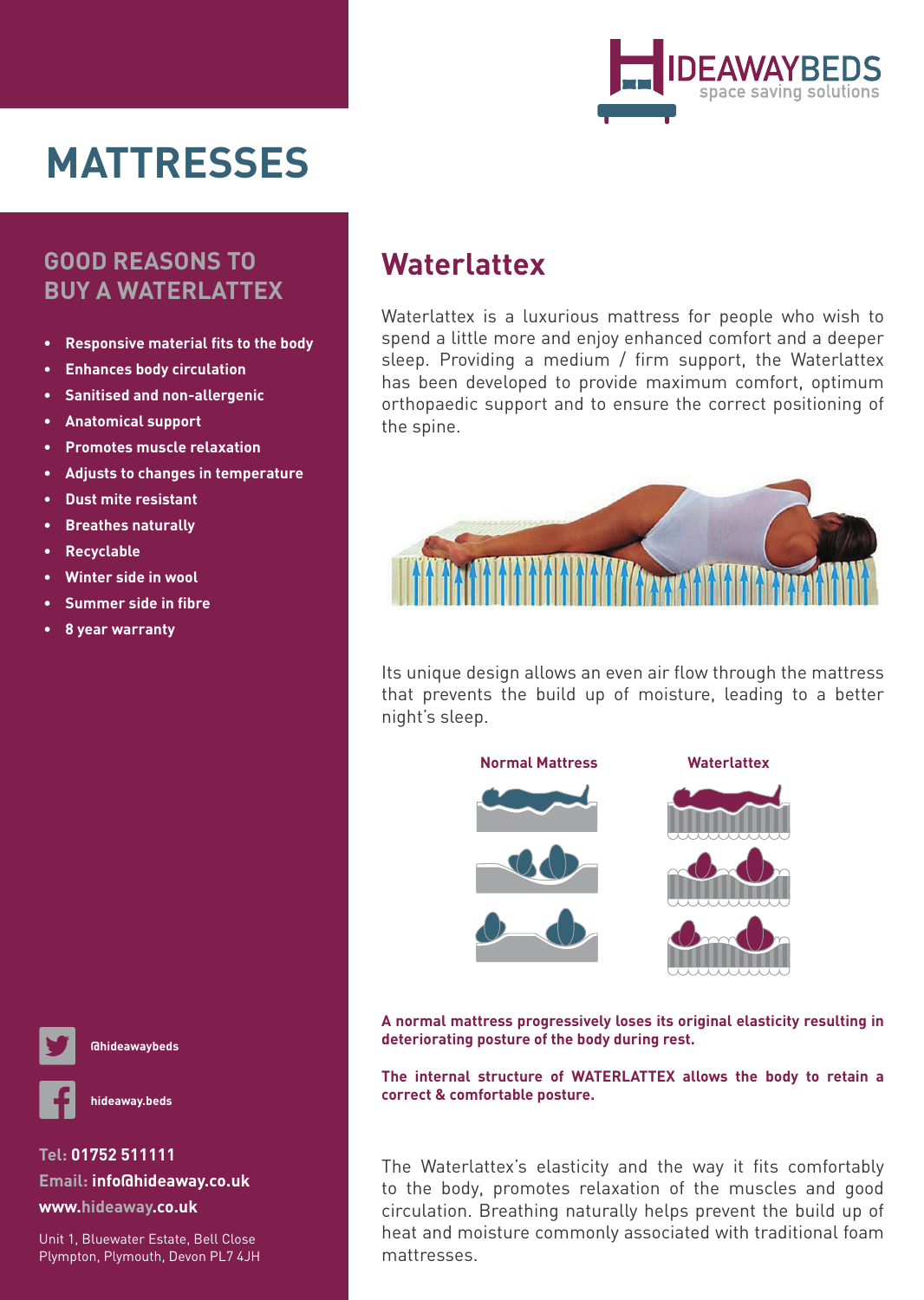# MATTRESSES

## GOOD REASONS TO BUY A WATERLATTEX

- Responsive material fits to the body
- Enhances body circulation
- Sanitised and non-allergenic
- Anatomical support
- Promotes muscle relaxation
- Adjusts to changes in temperature
- Dust mite resistant
- Breathes naturally
- Recyclable
- Winter side in wool
- Summer side in fibre
- 8 year warranty

## Waterlattex

Waterlattex is a luxurious mattress for people who wish to spend a little more and enjoy enhanced comfort and a deeper sleep. Providing a medium / firm support, the Waterlattex has been developed to provide maximum comfort, optimum orthopaedic support and to ensure the correct positioning of the spine.

Its unique design allows an even air flow through the mattress that prevents the build up of moisture, leading to a better night's sleep.

Normal Mattress | Waterlattex

**A normal mattress progressively loses its original elasticity resulting in deteriorating posture of the body during rest.**

**The internal structure of WATERLATTEX allows the body to retain a correct & comfortable posture.**

The Waterlattex's elasticity and the way it fits comfortably to the body, promotes relaxation of the muscles and good circulation. Breathing naturally helps prevent the build up of heat and moisture commonly associated with traditional foam mattresses.

@hideawaybeds

hideaway.beds

**Tel: 01752 511111**
**Email: info@hideaway.co.uk**
**www.hideaway.co.uk**

Unit 1, Bluewater Estate, Bell Close
Plympton, Plymouth, Devon PL7 4JH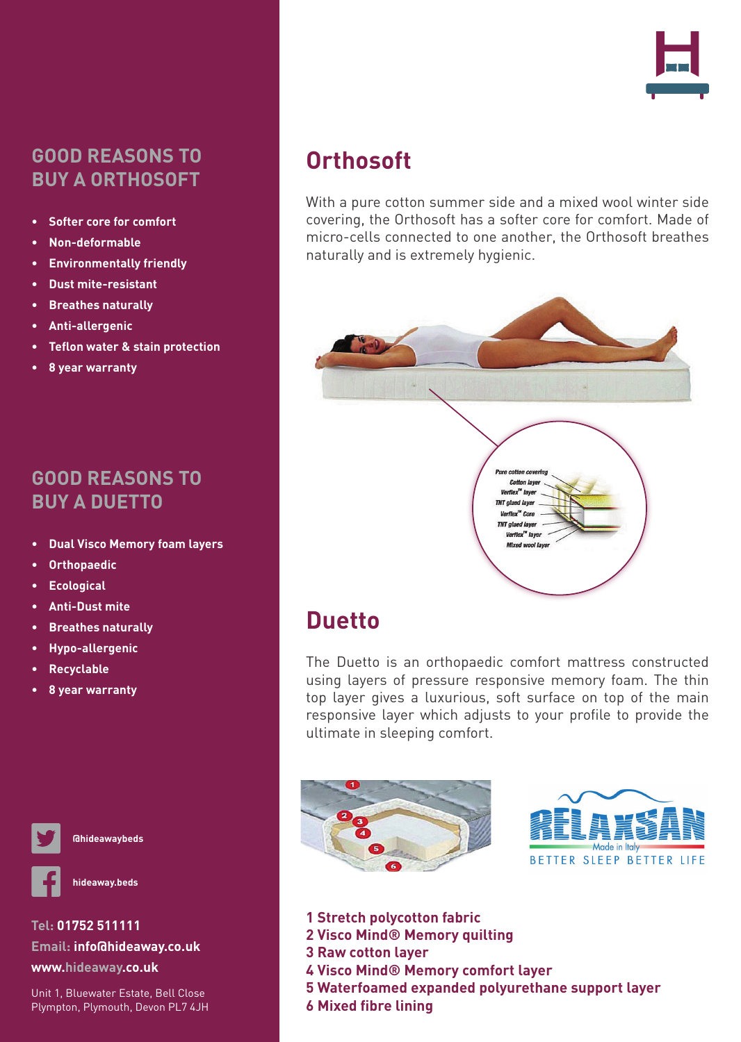## GOOD REASONS TO BUY A ORTHOSOFT

- Softer core for comfort
- Non-deformable
- Environmentally friendly
- Dust mite-resistant
- Breathes naturally
- Anti-allergenic
- Teflon water & stain protection
- 8 year warranty

## GOOD REASONS TO BUY A DUETTO

- Dual Visco Memory foam layers
- Orthopaedic
- Ecological
- Anti-Dust mite
- Breathes naturally
- Hypo-allergenic
- Recyclable
- 8 year warranty

@hideawaybeds

hideaway.beds

**Tel:** 01752 511111
**Email:** info@hideaway.co.uk
www.hideaway.co.uk

Unit 1, Bluewater Estate, Bell Close
Plympton, Plymouth, Devon PL7 4JH

# Orthosoft

With a pure cotton summer side and a mixed wool winter side covering, the Orthosoft has a softer core for comfort. Made of micro-cells connected to one another, the Orthosoft breathes naturally and is extremely hygienic.

Pure cotton covering
Cotton layer
Verflex™ layer
TNT glued layer
Verflex™ Core
TNT glued layer
Verflex™ layer
Mixed wool layer

# Duetto

The Duetto is an orthopaedic comfort mattress constructed using layers of pressure responsive memory foam. The thin top layer gives a luxurious, soft surface on top of the main responsive layer which adjusts to your profile to provide the ultimate in sleeping comfort.

RELAXSAN
Made in Italy
BETTER SLEEP BETTER LIFE

**1 Stretch polycotton fabric**
**2 Visco Mind® Memory quilting**
**3 Raw cotton layer**
**4 Visco Mind® Memory comfort layer**
**5 Waterfoamed expanded polyurethane support layer**
**6 Mixed fibre lining**